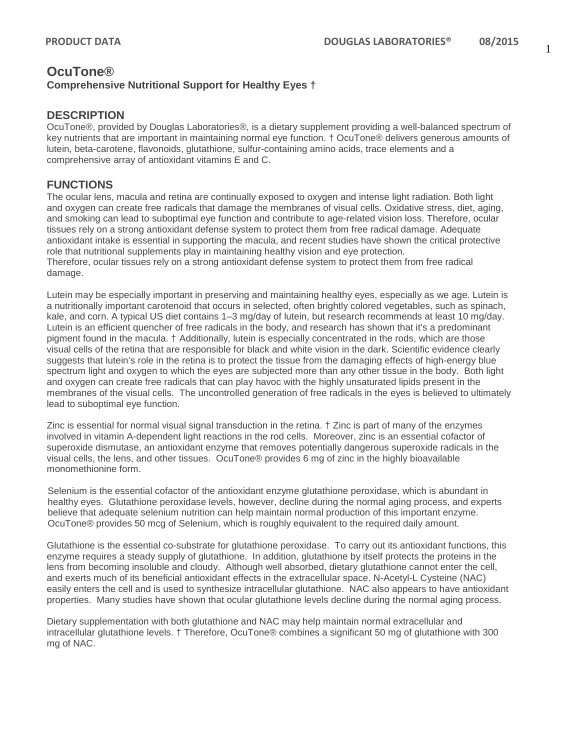# OcuTone®

**Comprehensive Nutritional Support for Healthy Eyes †**

## DESCRIPTION

OcuTone®, provided by Douglas Laboratories®, is a dietary supplement providing a well-balanced spectrum of key nutrients that are important in maintaining normal eye function. † OcuTone® delivers generous amounts of lutein, beta-carotene, flavonoids, glutathione, sulfur-containing amino acids, trace elements and a comprehensive array of antioxidant vitamins E and C.

## FUNCTIONS

The ocular lens, macula and retina are continually exposed to oxygen and intense light radiation. Both light and oxygen can create free radicals that damage the membranes of visual cells. Oxidative stress, diet, aging, and smoking can lead to suboptimal eye function and contribute to age-related vision loss. Therefore, ocular tissues rely on a strong antioxidant defense system to protect them from free radical damage. Adequate antioxidant intake is essential in supporting the macula, and recent studies have shown the critical protective role that nutritional supplements play in maintaining healthy vision and eye protection.
Therefore, ocular tissues rely on a strong antioxidant defense system to protect them from free radical damage.

Lutein may be especially important in preserving and maintaining healthy eyes, especially as we age. Lutein is a nutritionally important carotenoid that occurs in selected, often brightly colored vegetables, such as spinach, kale, and corn. A typical US diet contains 1–3 mg/day of lutein, but research recommends at least 10 mg/day. Lutein is an efficient quencher of free radicals in the body, and research has shown that it's a predominant pigment found in the macula. † Additionally, lutein is especially concentrated in the rods, which are those visual cells of the retina that are responsible for black and white vision in the dark. Scientific evidence clearly suggests that lutein's role in the retina is to protect the tissue from the damaging effects of high-energy blue spectrum light and oxygen to which the eyes are subjected more than any other tissue in the body. Both light and oxygen can create free radicals that can play havoc with the highly unsaturated lipids present in the membranes of the visual cells. The uncontrolled generation of free radicals in the eyes is believed to ultimately lead to suboptimal eye function.

Zinc is essential for normal visual signal transduction in the retina. † Zinc is part of many of the enzymes involved in vitamin A-dependent light reactions in the rod cells. Moreover, zinc is an essential cofactor of superoxide dismutase, an antioxidant enzyme that removes potentially dangerous superoxide radicals in the visual cells, the lens, and other tissues. OcuTone® provides 6 mg of zinc in the highly bioavailable monomethionine form.

Selenium is the essential cofactor of the antioxidant enzyme glutathione peroxidase, which is abundant in healthy eyes. Glutathione peroxidase levels, however, decline during the normal aging process, and experts believe that adequate selenium nutrition can help maintain normal production of this important enzyme. OcuTone® provides 50 mcg of Selenium, which is roughly equivalent to the required daily amount.

Glutathione is the essential co-substrate for glutathione peroxidase. To carry out its antioxidant functions, this enzyme requires a steady supply of glutathione. In addition, glutathione by itself protects the proteins in the lens from becoming insoluble and cloudy. Although well absorbed, dietary glutathione cannot enter the cell, and exerts much of its beneficial antioxidant effects in the extracellular space. N-Acetyl-L Cysteine (NAC) easily enters the cell and is used to synthesize intracellular glutathione. NAC also appears to have antioxidant properties. Many studies have shown that ocular glutathione levels decline during the normal aging process.

Dietary supplementation with both glutathione and NAC may help maintain normal extracellular and intracellular glutathione levels. † Therefore, OcuTone® combines a significant 50 mg of glutathione with 300 mg of NAC.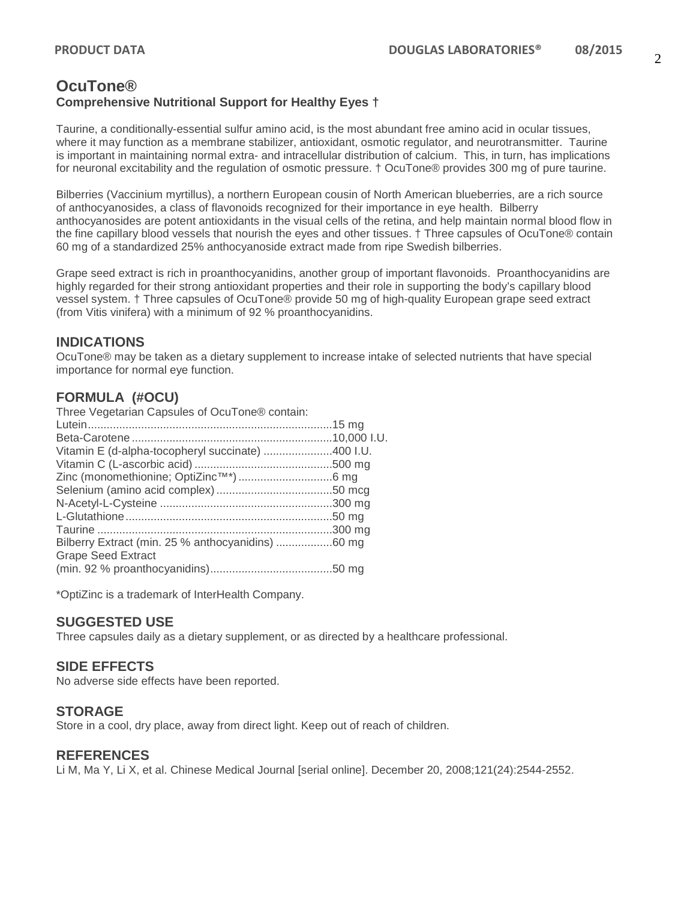## OcuTone®

**Comprehensive Nutritional Support for Healthy Eyes †**

Taurine, a conditionally-essential sulfur amino acid, is the most abundant free amino acid in ocular tissues, where it may function as a membrane stabilizer, antioxidant, osmotic regulator, and neurotransmitter. Taurine is important in maintaining normal extra- and intracellular distribution of calcium. This, in turn, has implications for neuronal excitability and the regulation of osmotic pressure. † OcuTone® provides 300 mg of pure taurine.

Bilberries (Vaccinium myrtillus), a northern European cousin of North American blueberries, are a rich source of anthocyanosides, a class of flavonoids recognized for their importance in eye health. Bilberry anthocyanosides are potent antioxidants in the visual cells of the retina, and help maintain normal blood flow in the fine capillary blood vessels that nourish the eyes and other tissues. † Three capsules of OcuTone® contain 60 mg of a standardized 25% anthocyanoside extract made from ripe Swedish bilberries.

Grape seed extract is rich in proanthocyanidins, another group of important flavonoids. Proanthocyanidins are highly regarded for their strong antioxidant properties and their role in supporting the body's capillary blood vessel system. † Three capsules of OcuTone® provide 50 mg of high-quality European grape seed extract (from Vitis vinifera) with a minimum of 92 % proanthocyanidins.

### INDICATIONS

OcuTone® may be taken as a dietary supplement to increase intake of selected nutrients that have special importance for normal eye function.

### FORMULA (#OCU)

Three Vegetarian Capsules of OcuTone® contain:

| Ingredient | Amount |
|---|---|
| Lutein | 15 mg |
| Beta-Carotene | 10,000 I.U. |
| Vitamin E (d-alpha-tocopheryl succinate) | 400 I.U. |
| Vitamin C (L-ascorbic acid) | 500 mg |
| Zinc (monomethionine; OptiZinc™*) | 6 mg |
| Selenium (amino acid complex) | 50 mcg |
| N-Acetyl-L-Cysteine | 300 mg |
| L-Glutathione | 50 mg |
| Taurine | 300 mg |
| Bilberry Extract (min. 25 % anthocyanidins) | 60 mg |
| Grape Seed Extract (min. 92 % proanthocyanidins) | 50 mg |

*OptiZinc is a trademark of InterHealth Company.

### SUGGESTED USE

Three capsules daily as a dietary supplement, or as directed by a healthcare professional.

### SIDE EFFECTS

No adverse side effects have been reported.

### STORAGE

Store in a cool, dry place, away from direct light. Keep out of reach of children.

### REFERENCES

Li M, Ma Y, Li X, et al. Chinese Medical Journal [serial online]. December 20, 2008;121(24):2544-2552.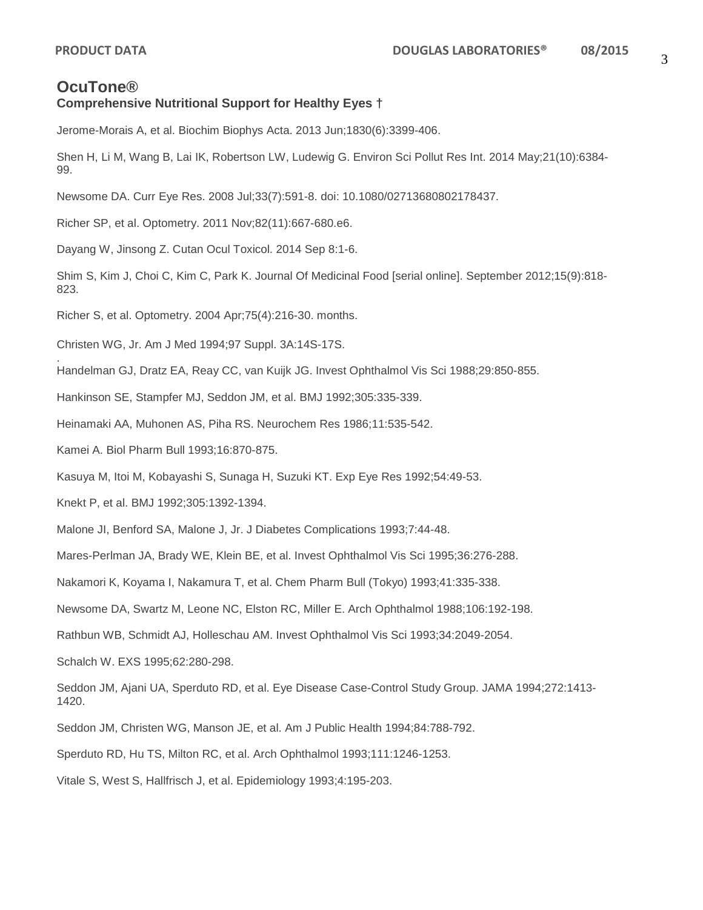# OcuTone®

**Comprehensive Nutritional Support for Healthy Eyes †**

Jerome-Morais A, et al. Biochim Biophys Acta. 2013 Jun;1830(6):3399-406.

Shen H, Li M, Wang B, Lai IK, Robertson LW, Ludewig G. Environ Sci Pollut Res Int. 2014 May;21(10):6384-99.

Newsome DA. Curr Eye Res. 2008 Jul;33(7):591-8. doi: 10.1080/02713680802178437.

Richer SP, et al. Optometry. 2011 Nov;82(11):667-680.e6.

Dayang W, Jinsong Z. Cutan Ocul Toxicol. 2014 Sep 8:1-6.

Shim S, Kim J, Choi C, Kim C, Park K. Journal Of Medicinal Food [serial online]. September 2012;15(9):818-823.

Richer S, et al. Optometry. 2004 Apr;75(4):216-30. months.

Christen WG, Jr. Am J Med 1994;97 Suppl. 3A:14S-17S.

.

Handelman GJ, Dratz EA, Reay CC, van Kuijk JG. Invest Ophthalmol Vis Sci 1988;29:850-855.

Hankinson SE, Stampfer MJ, Seddon JM, et al. BMJ 1992;305:335-339.

Heinamaki AA, Muhonen AS, Piha RS. Neurochem Res 1986;11:535-542.

Kamei A. Biol Pharm Bull 1993;16:870-875.

Kasuya M, Itoi M, Kobayashi S, Sunaga H, Suzuki KT. Exp Eye Res 1992;54:49-53.

Knekt P, et al. BMJ 1992;305:1392-1394.

Malone JI, Benford SA, Malone J, Jr. J Diabetes Complications 1993;7:44-48.

Mares-Perlman JA, Brady WE, Klein BE, et al. Invest Ophthalmol Vis Sci 1995;36:276-288.

Nakamori K, Koyama I, Nakamura T, et al. Chem Pharm Bull (Tokyo) 1993;41:335-338.

Newsome DA, Swartz M, Leone NC, Elston RC, Miller E. Arch Ophthalmol 1988;106:192-198.

Rathbun WB, Schmidt AJ, Holleschau AM. Invest Ophthalmol Vis Sci 1993;34:2049-2054.

Schalch W. EXS 1995;62:280-298.

Seddon JM, Ajani UA, Sperduto RD, et al. Eye Disease Case-Control Study Group. JAMA 1994;272:1413-1420.

Seddon JM, Christen WG, Manson JE, et al. Am J Public Health 1994;84:788-792.

Sperduto RD, Hu TS, Milton RC, et al. Arch Ophthalmol 1993;111:1246-1253.

Vitale S, West S, Hallfrisch J, et al. Epidemiology 1993;4:195-203.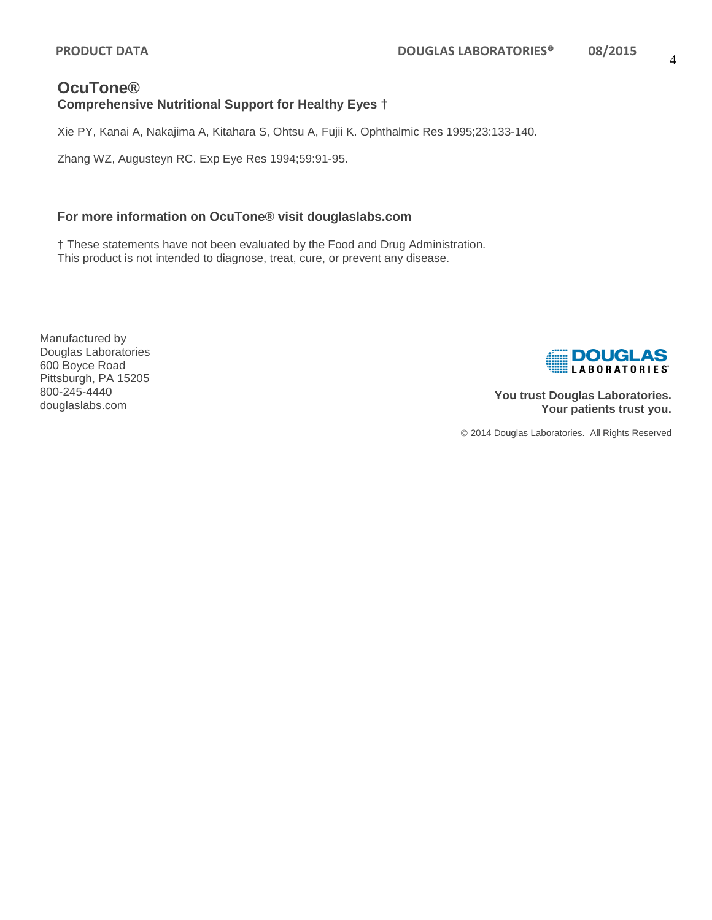# OcuTone®

**Comprehensive Nutritional Support for Healthy Eyes †**

Xie PY, Kanai A, Nakajima A, Kitahara S, Ohtsu A, Fujii K. Ophthalmic Res 1995;23:133-140.

Zhang WZ, Augusteyn RC. Exp Eye Res 1994;59:91-95.

**For more information on OcuTone® visit douglaslabs.com**

† These statements have not been evaluated by the Food and Drug Administration.
This product is not intended to diagnose, treat, cure, or prevent any disease.

Manufactured by
Douglas Laboratories
600 Boyce Road
Pittsburgh, PA 15205
800-245-4440
douglaslabs.com

DOUGLAS LABORATORIES®

**You trust Douglas Laboratories.
Your patients trust you.**

© 2014 Douglas Laboratories. All Rights Reserved